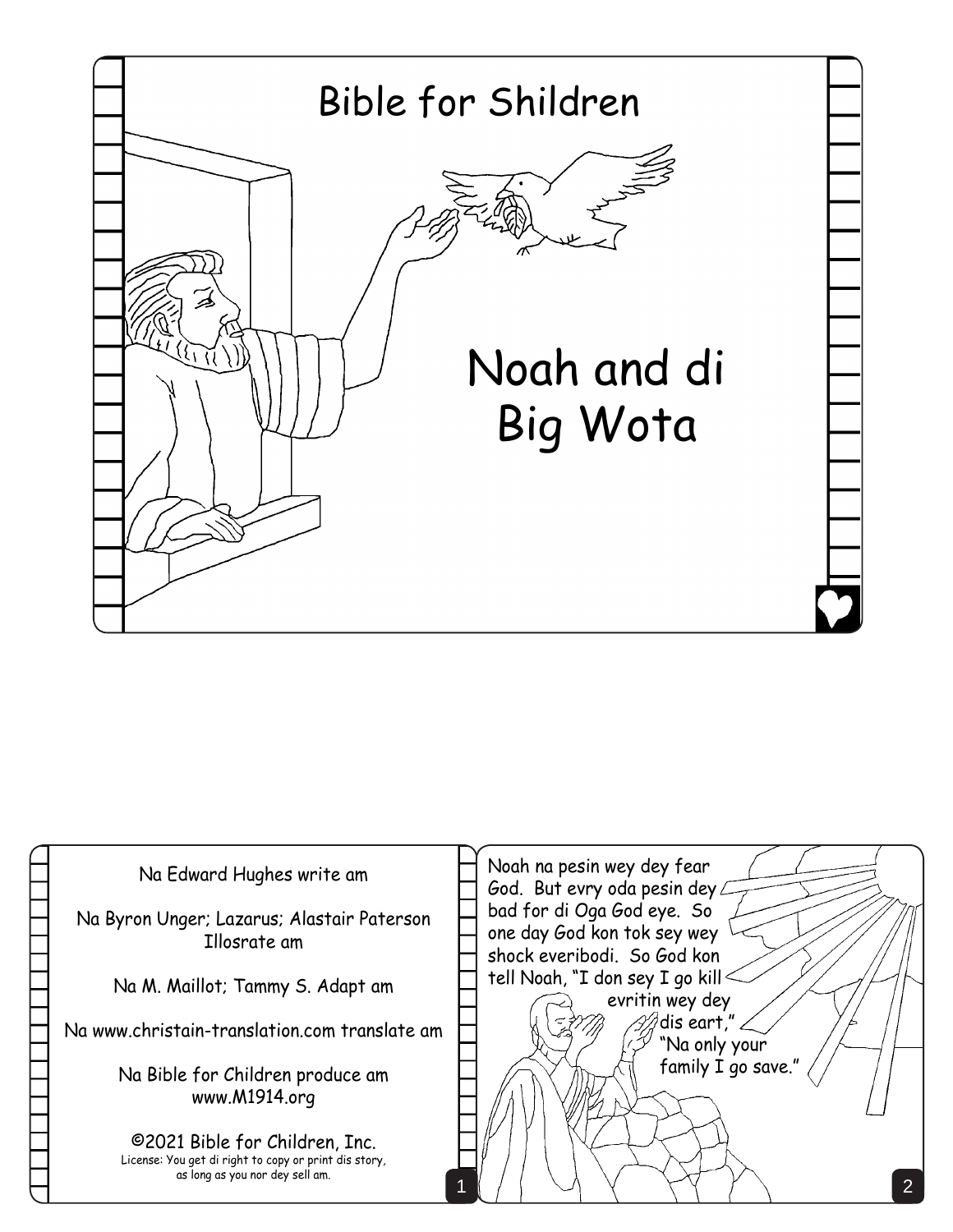Bible for Shildren

# Noah and di Big Wota

Na Edward Hughes write am

Na Byron Unger; Lazarus; Alastair Paterson Illosrate am

Na M. Maillot; Tammy S. Adapt am

Na www.christain-translation.com translate am

Na Bible for Children produce am www.M1914.org

©2021 Bible for Children, Inc.
License: You get di right to copy or print dis story, as long as you nor dey sell am.

Noah na pesin wey dey fear God. But evry oda pesin dey bad for di Oga God eye. So one day God kon tok sey wey shock everibodi. So God kon tell Noah, "I don sey I go kill evritin wey dey dis eart," "Na only your family I go save."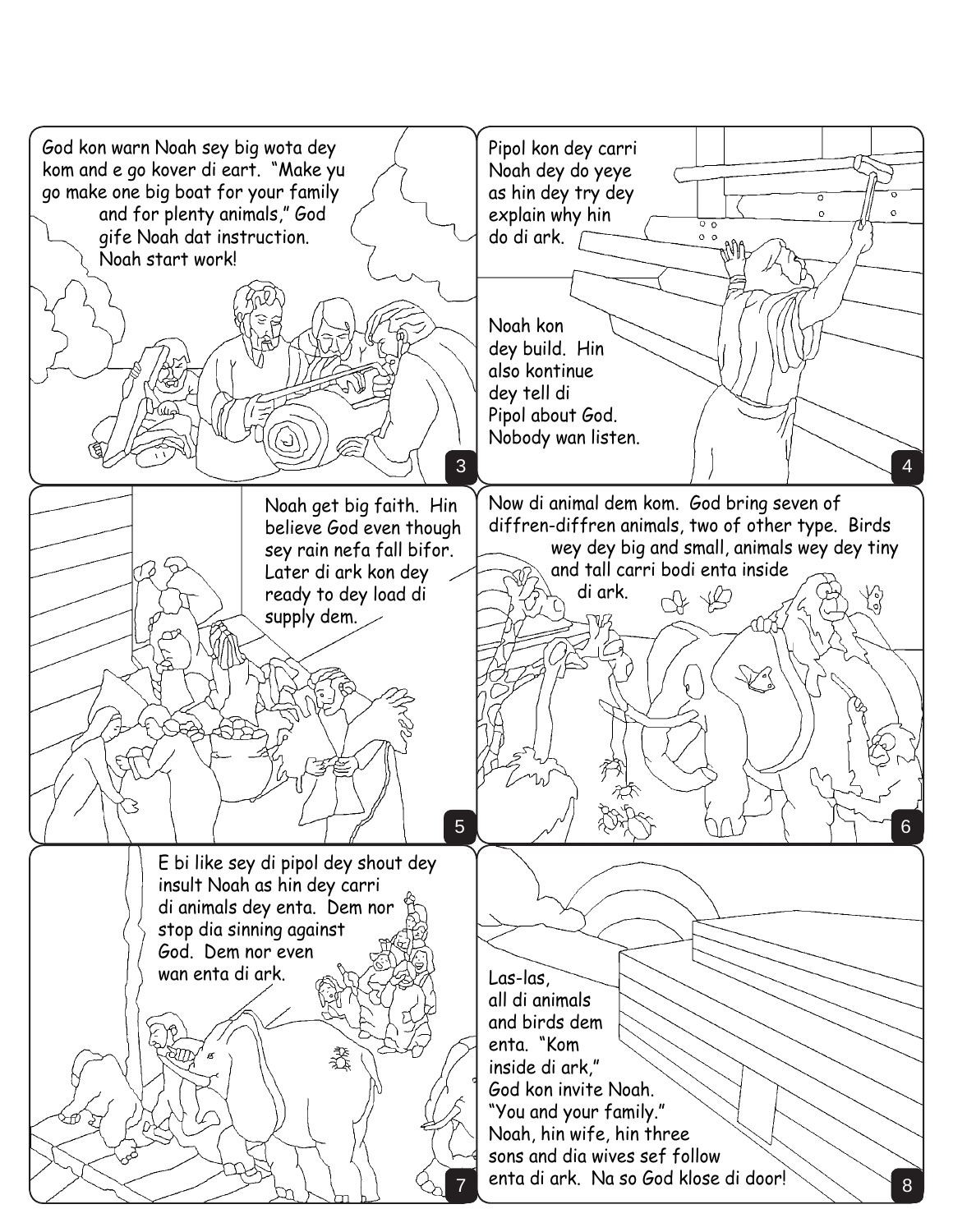God kon warn Noah sey big wota dey kom and e go kover di eart. "Make yu go make one big boat for your family and for plenty animals," God gife Noah dat instruction. Noah start work!

Pipol kon dey carri Noah dey do yeye as hin dey try dey explain why hin do di ark.

Noah kon dey build. Hin also kontinue dey tell di Pipol about God. Nobody wan listen.

Noah get big faith. Hin believe God even though sey rain nefa fall bifor. Later di ark kon dey ready to dey load di supply dem.

Now di animal dem kom. God bring seven of diffren-diffren animals, two of other type. Birds wey dey big and small, animals wey dey tiny and tall carri bodi enta inside di ark.

E bi like sey di pipol dey shout dey insult Noah as hin dey carri di animals dey enta. Dem nor stop dia sinning against God. Dem nor even wan enta di ark.

Las-las, all di animals and birds dem enta. "Kom inside di ark," God kon invite Noah. "You and your family." Noah, hin wife, hin three sons and dia wives sef follow enta di ark. Na so God klose di door!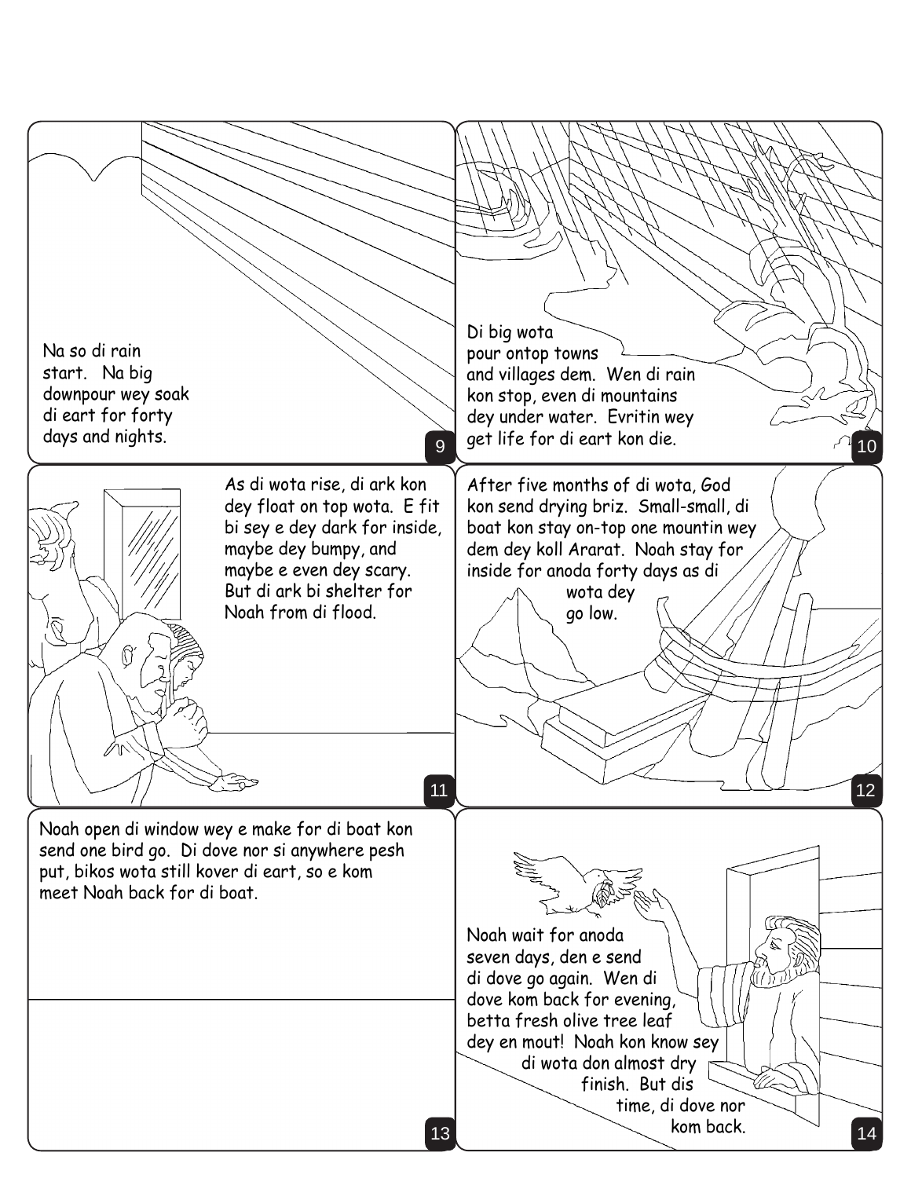Na so di rain start. Na big downpour wey soak di eart for forty days and nights.

Di big wota pour ontop towns and villages dem. Wen di rain kon stop, even di mountains dey under water. Evritin wey get life for di eart kon die.

As di wota rise, di ark kon dey float on top wota. E fit bi sey e dey dark for inside, maybe dey bumpy, and maybe e even dey scary. But di ark bi shelter for Noah from di flood.

After five months of di wota, God kon send drying briz. Small-small, di boat kon stay on-top one mountin wey dem dey koll Ararat. Noah stay for inside for anoda forty days as di wota dey go low.

Noah open di window wey e make for di boat kon send one bird go. Di dove nor si anywhere pesh put, bikos wota still kover di eart, so e kom meet Noah back for di boat.

Noah wait for anoda seven days, den e send di dove go again. Wen di dove kom back for evening, betta fresh olive tree leaf dey en mout! Noah kon know sey di wota don almost dry finish. But dis time, di dove nor kom back.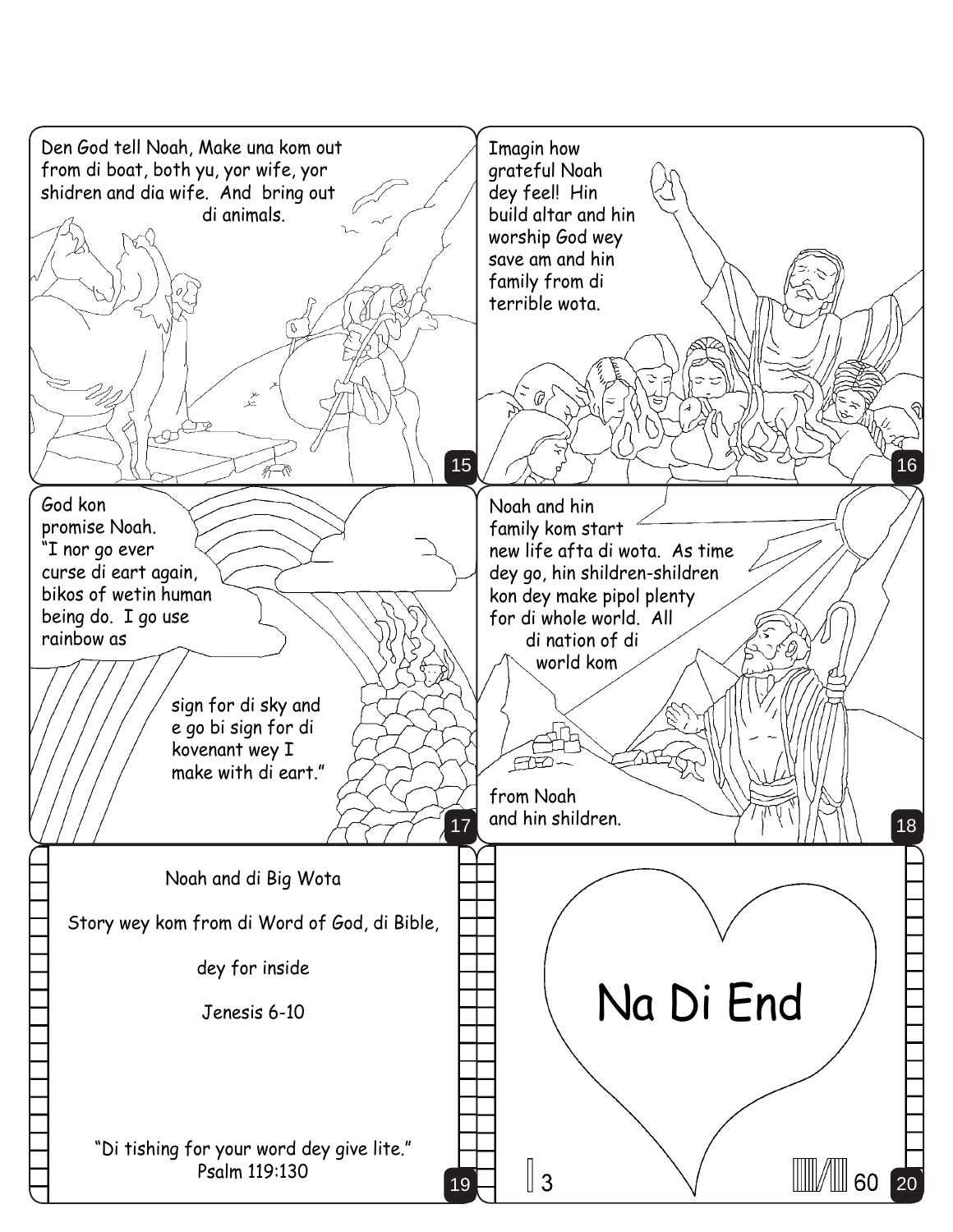Den God tell Noah, Make una kom out from di boat, both yu, yor wife, yor shidren and dia wife. And bring out di animals.

Imagin how grateful Noah dey feel! Hin build altar and hin worship God wey save am and hin family from di terrible wota.

God kon promise Noah. "I nor go ever curse di eart again, bikos of wetin human being do. I go use rainbow as sign for di sky and e go bi sign for di kovenant wey I make with di eart."

Noah and hin family kom start new life afta di wota. As time dey go, hin shildren-shildren kon dey make pipol plenty for di whole world. All di nation of di world kom from Noah and hin shildren.

Noah and di Big Wota

Story wey kom from di Word of God, di Bible,

dey for inside

Jenesis 6-10

"Di tishing for your word dey give lite."
Psalm 119:130

Na Di End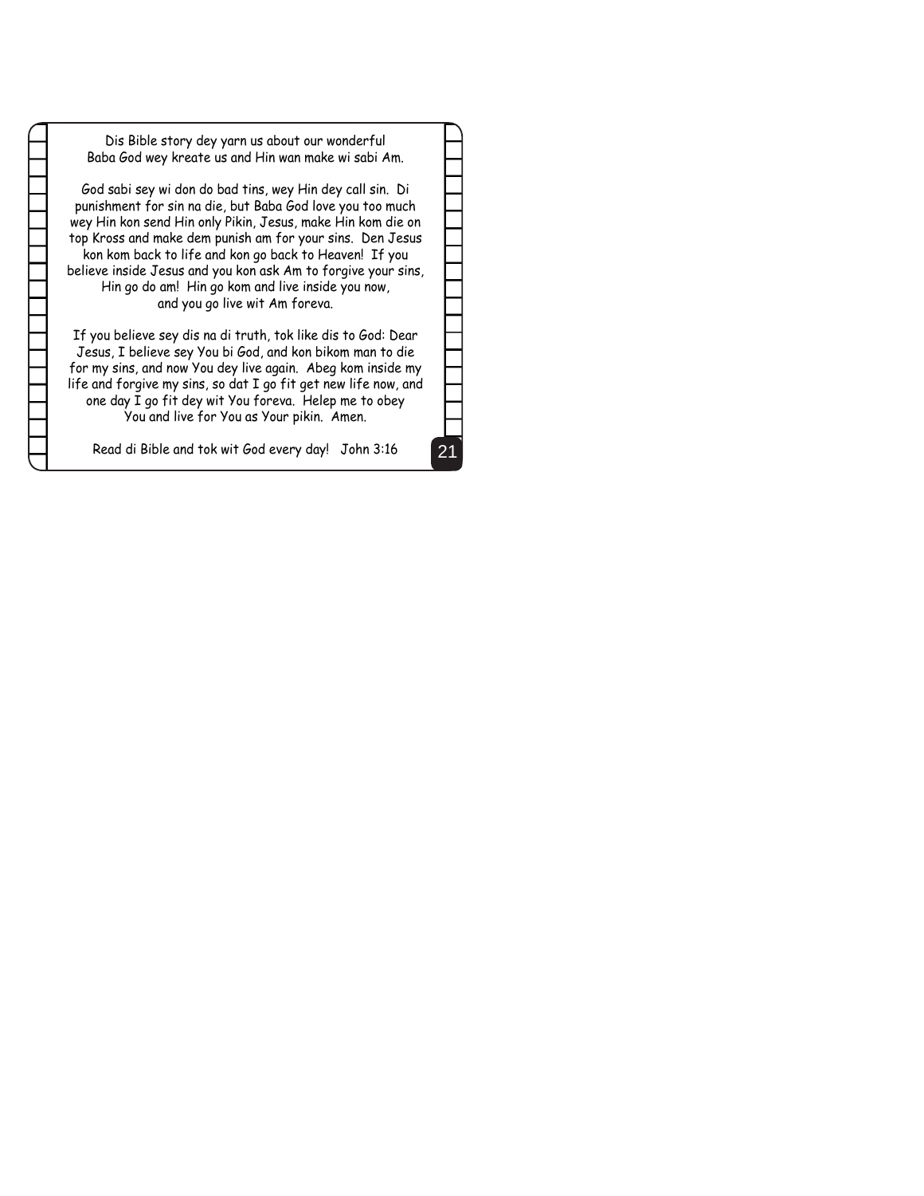Dis Bible story dey yarn us about our wonderful Baba God wey kreate us and Hin wan make wi sabi Am.

God sabi sey wi don do bad tins, wey Hin dey call sin. Di punishment for sin na die, but Baba God love you too much wey Hin kon send Hin only Pikin, Jesus, make Hin kom die on top Kross and make dem punish am for your sins. Den Jesus kon kom back to life and kon go back to Heaven! If you believe inside Jesus and you kon ask Am to forgive your sins, Hin go do am! Hin go kom and live inside you now, and you go live wit Am foreva.

If you believe sey dis na di truth, tok like dis to God: Dear Jesus, I believe sey You bi God, and kon bikom man to die for my sins, and now You dey live again. Abeg kom inside my life and forgive my sins, so dat I go fit get new life now, and one day I go fit dey wit You foreva. Helep me to obey You and live for You as Your pikin. Amen.

Read di Bible and tok wit God every day! John 3:16